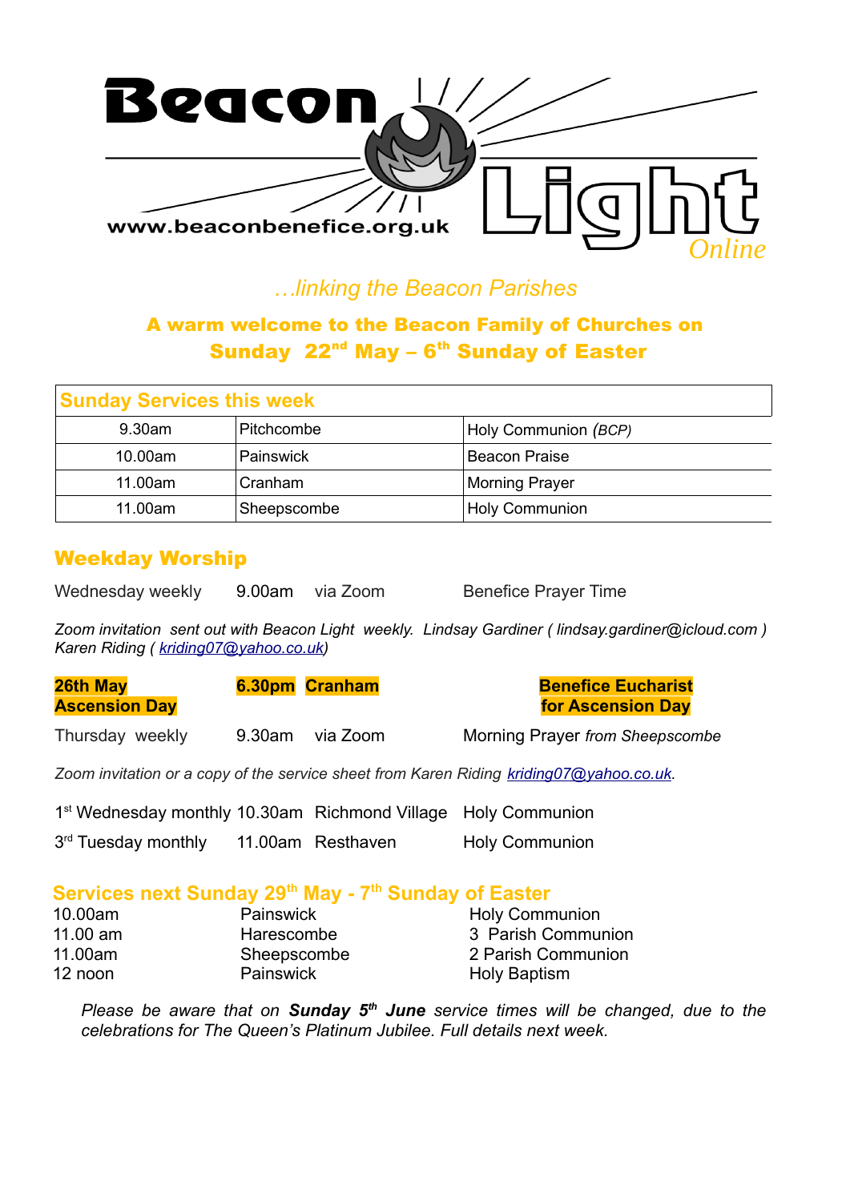# Beacon Light *Online*

www.beaconbenefice.org.uk

*…linking the Beacon Parishes*

## A warm welcome to the Beacon Family of Churches on Sunday 22nd May – 6th Sunday of Easter

| Sunday Services this week | | |
|---|---|---|
| 9.30am | Pitchcombe | Holy Communion *(BCP)* |
| 10.00am | Painswick | Beacon Praise |
| 11.00am | Cranham | Morning Prayer |
| 11.00am | Sheepscombe | Holy Communion |

## Weekday Worship

| | | | |
|---|---|---|---|
| Wednesday weekly | 9.00am | via Zoom | Benefice Prayer Time |

*Zoom invitation sent out with Beacon Light weekly. Lindsay Gardiner ( lindsay.gardiner@icloud.com ) Karen Riding ( kriding07@yahoo.co.uk)*

| | | | |
|---|---|---|---|
| **26th May Ascension Day** | **6.30pm** | **Cranham** | **Benefice Eucharist for Ascension Day** |
| Thursday weekly | 9.30am | via Zoom | Morning Prayer *from Sheepscombe* |

*Zoom invitation or a copy of the service sheet from Karen Riding kriding07@yahoo.co.uk.*

| | | | |
|---|---|---|---|
| 1st Wednesday monthly | 10.30am | Richmond Village | Holy Communion |
| 3rd Tuesday monthly | 11.00am | Resthaven | Holy Communion |

## Services next Sunday 29th May - 7th Sunday of Easter

| | | |
|---|---|---|
| 10.00am | Painswick | Holy Communion |
| 11.00 am | Harescombe | 3 Parish Communion |
| 11.00am | Sheepscombe | 2 Parish Communion |
| 12 noon | Painswick | Holy Baptism |

*Please be aware that on **Sunday 5th June** service times will be changed, due to the celebrations for The Queen's Platinum Jubilee. Full details next week.*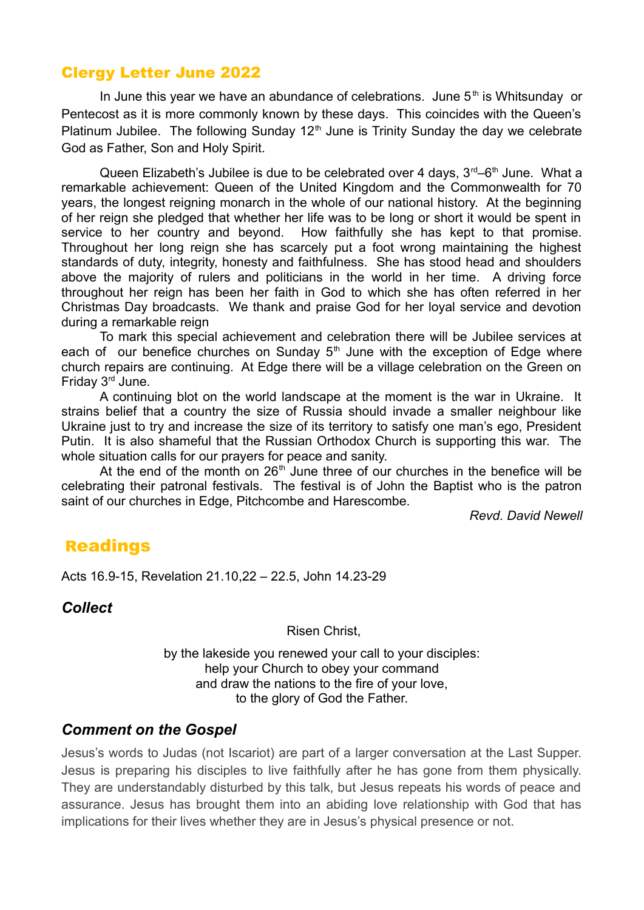## Clergy Letter June 2022

In June this year we have an abundance of celebrations. June 5th is Whitsunday or Pentecost as it is more commonly known by these days. This coincides with the Queen's Platinum Jubilee. The following Sunday 12th June is Trinity Sunday the day we celebrate God as Father, Son and Holy Spirit.

Queen Elizabeth's Jubilee is due to be celebrated over 4 days, 3rd–6th June. What a remarkable achievement: Queen of the United Kingdom and the Commonwealth for 70 years, the longest reigning monarch in the whole of our national history. At the beginning of her reign she pledged that whether her life was to be long or short it would be spent in service to her country and beyond. How faithfully she has kept to that promise. Throughout her long reign she has scarcely put a foot wrong maintaining the highest standards of duty, integrity, honesty and faithfulness. She has stood head and shoulders above the majority of rulers and politicians in the world in her time. A driving force throughout her reign has been her faith in God to which she has often referred in her Christmas Day broadcasts. We thank and praise God for her loyal service and devotion during a remarkable reign

To mark this special achievement and celebration there will be Jubilee services at each of our benefice churches on Sunday 5th June with the exception of Edge where church repairs are continuing. At Edge there will be a village celebration on the Green on Friday 3rd June.

A continuing blot on the world landscape at the moment is the war in Ukraine. It strains belief that a country the size of Russia should invade a smaller neighbour like Ukraine just to try and increase the size of its territory to satisfy one man's ego, President Putin. It is also shameful that the Russian Orthodox Church is supporting this war. The whole situation calls for our prayers for peace and sanity.

At the end of the month on 26th June three of our churches in the benefice will be celebrating their patronal festivals. The festival is of John the Baptist who is the patron saint of our churches in Edge, Pitchcombe and Harescombe.

*Revd. David Newell*

## Readings

Acts 16.9-15, Revelation 21.10,22 – 22.5, John 14.23-29

### *Collect*

Risen Christ,

by the lakeside you renewed your call to your disciples:
help your Church to obey your command
and draw the nations to the fire of your love,
to the glory of God the Father.

### *Comment on the Gospel*

Jesus's words to Judas (not Iscariot) are part of a larger conversation at the Last Supper. Jesus is preparing his disciples to live faithfully after he has gone from them physically. They are understandably disturbed by this talk, but Jesus repeats his words of peace and assurance. Jesus has brought them into an abiding love relationship with God that has implications for their lives whether they are in Jesus's physical presence or not.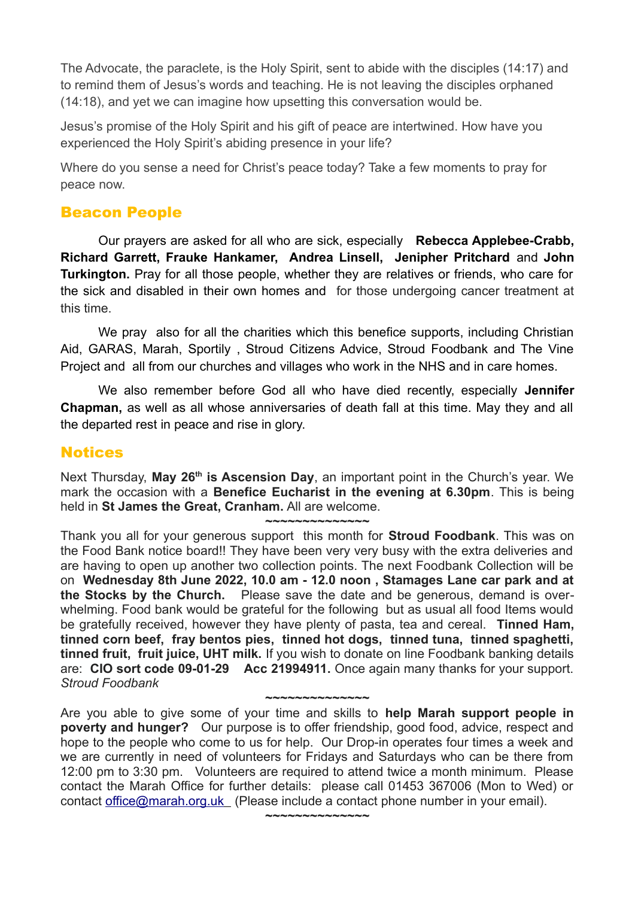The Advocate, the paraclete, is the Holy Spirit, sent to abide with the disciples (14:17) and to remind them of Jesus's words and teaching. He is not leaving the disciples orphaned (14:18), and yet we can imagine how upsetting this conversation would be.

Jesus's promise of the Holy Spirit and his gift of peace are intertwined. How have you experienced the Holy Spirit's abiding presence in your life?

Where do you sense a need for Christ's peace today? Take a few moments to pray for peace now.

## Beacon People

Our prayers are asked for all who are sick, especially **Rebecca Applebee-Crabb, Richard Garrett, Frauke Hankamer, Andrea Linsell, Jenipher Pritchard** and **John Turkington.** Pray for all those people, whether they are relatives or friends, who care for the sick and disabled in their own homes and for those undergoing cancer treatment at this time.

We pray also for all the charities which this benefice supports, including Christian Aid, GARAS, Marah, Sportily , Stroud Citizens Advice, Stroud Foodbank and The Vine Project and all from our churches and villages who work in the NHS and in care homes.

We also remember before God all who have died recently, especially **Jennifer Chapman,** as well as all whose anniversaries of death fall at this time. May they and all the departed rest in peace and rise in glory.

## Notices

Next Thursday, **May 26th is Ascension Day**, an important point in the Church's year. We mark the occasion with a **Benefice Eucharist in the evening at 6.30pm**. This is being held in **St James the Great, Cranham.** All are welcome.

~~~~~~~~~~~~~~

Thank you all for your generous support this month for **Stroud Foodbank**. This was on the Food Bank notice board!! They have been very very busy with the extra deliveries and are having to open up another two collection points. The next Foodbank Collection will be on **Wednesday 8th June 2022, 10.0 am - 12.0 noon , Stamages Lane car park and at the Stocks by the Church.** Please save the date and be generous, demand is over-whelming. Food bank would be grateful for the following but as usual all food Items would be gratefully received, however they have plenty of pasta, tea and cereal. **Tinned Ham, tinned corn beef, fray bentos pies, tinned hot dogs, tinned tuna, tinned spaghetti, tinned fruit, fruit juice, UHT milk.** If you wish to donate on line Foodbank banking details are: **CIO sort code 09-01-29 Acc 21994911.** Once again many thanks for your support. *Stroud Foodbank*

~~~~~~~~~~~~~~

Are you able to give some of your time and skills to **help Marah support people in poverty and hunger?** Our purpose is to offer friendship, good food, advice, respect and hope to the people who come to us for help. Our Drop-in operates four times a week and we are currently in need of volunteers for Fridays and Saturdays who can be there from 12:00 pm to 3:30 pm. Volunteers are required to attend twice a month minimum. Please contact the Marah Office for further details: please call 01453 367006 (Mon to Wed) or contact office@marah.org.uk (Please include a contact phone number in your email).

~~~~~~~~~~~~~~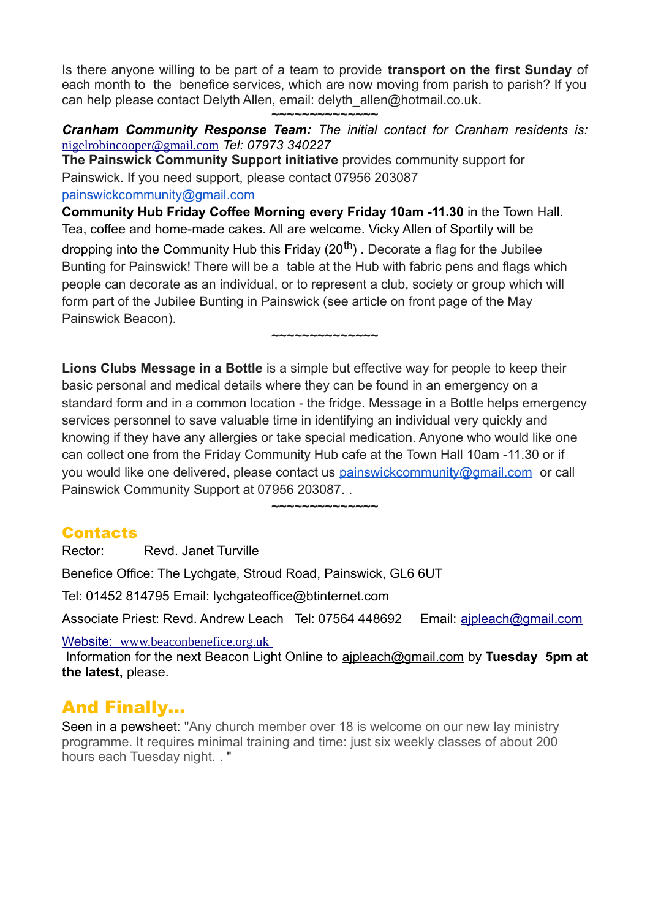Is there anyone willing to be part of a team to provide **transport on the first Sunday** of each month to the benefice services, which are now moving from parish to parish? If you can help please contact Delyth Allen, email: delyth_allen@hotmail.co.uk.

~~~~~~~~~~~~~~

***Cranham Community Response Team:*** *The initial contact for Cranham residents is:* nigelrobincooper@gmail.com *Tel: 07973 340227*

**The Painswick Community Support initiative** provides community support for Painswick. If you need support, please contact 07956 203087 painswickcommunity@gmail.com

**Community Hub Friday Coffee Morning every Friday 10am -11.30** in the Town Hall. Tea, coffee and home-made cakes. All are welcome. Vicky Allen of Sportily will be dropping into the Community Hub this Friday (20th) . Decorate a flag for the Jubilee Bunting for Painswick! There will be a table at the Hub with fabric pens and flags which people can decorate as an individual, or to represent a club, society or group which will form part of the Jubilee Bunting in Painswick (see article on front page of the May Painswick Beacon).

~~~~~~~~~~~~~~

**Lions Clubs Message in a Bottle** is a simple but effective way for people to keep their basic personal and medical details where they can be found in an emergency on a standard form and in a common location - the fridge. Message in a Bottle helps emergency services personnel to save valuable time in identifying an individual very quickly and knowing if they have any allergies or take special medication. Anyone who would like one can collect one from the Friday Community Hub cafe at the Town Hall 10am -11.30 or if you would like one delivered, please contact us painswickcommunity@gmail.com or call Painswick Community Support at 07956 203087. .

~~~~~~~~~~~~~~

## Contacts

Rector: Revd. Janet Turville

Benefice Office: The Lychgate, Stroud Road, Painswick, GL6 6UT

Tel: 01452 814795 Email: lychgateoffice@btinternet.com

Associate Priest: Revd. Andrew Leach Tel: 07564 448692 Email: ajpleach@gmail.com

Website: www.beaconbenefice.org.uk

Information for the next Beacon Light Online to ajpleach@gmail.com by **Tuesday 5pm at the latest,** please.

## And Finally...

Seen in a pewsheet: "Any church member over 18 is welcome on our new lay ministry programme. It requires minimal training and time: just six weekly classes of about 200 hours each Tuesday night. . "